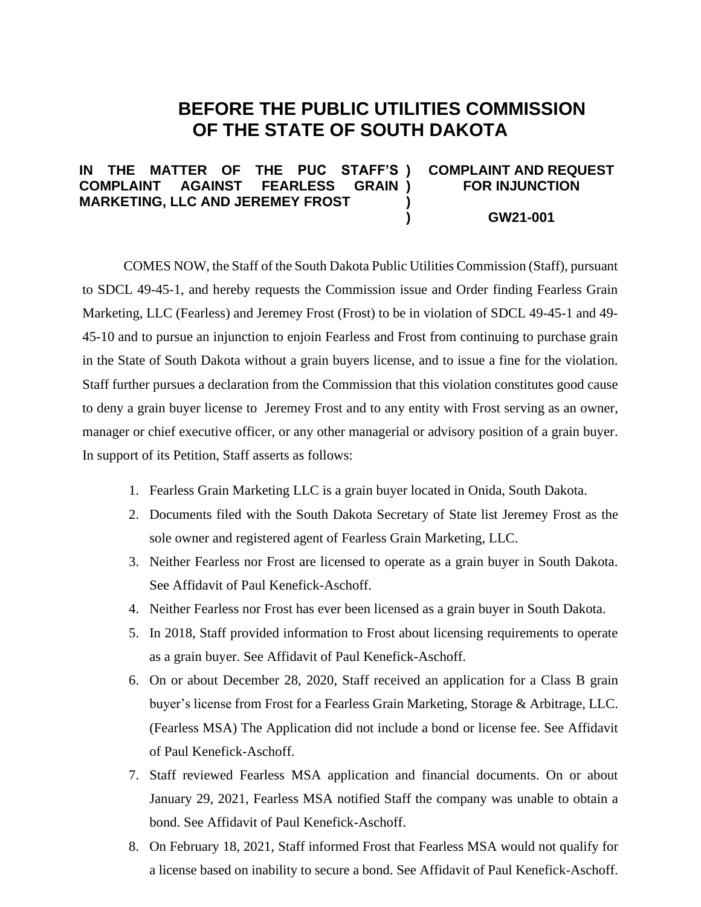# BEFORE THE PUBLIC UTILITIES COMMISSION OF THE STATE OF SOUTH DAKOTA

| | |
|---|---|
| **IN THE MATTER OF THE PUC STAFF'S COMPLAINT AGAINST FEARLESS GRAIN MARKETING, LLC AND JEREMEY FROST** | **COMPLAINT AND REQUEST FOR INJUNCTION**<br><br>**GW21-001** |

COMES NOW, the Staff of the South Dakota Public Utilities Commission (Staff), pursuant to SDCL 49-45-1, and hereby requests the Commission issue and Order finding Fearless Grain Marketing, LLC (Fearless) and Jeremey Frost (Frost) to be in violation of SDCL 49-45-1 and 49-45-10 and to pursue an injunction to enjoin Fearless and Frost from continuing to purchase grain in the State of South Dakota without a grain buyers license, and to issue a fine for the violation. Staff further pursues a declaration from the Commission that this violation constitutes good cause to deny a grain buyer license to Jeremey Frost and to any entity with Frost serving as an owner, manager or chief executive officer, or any other managerial or advisory position of a grain buyer. In support of its Petition, Staff asserts as follows:

1. Fearless Grain Marketing LLC is a grain buyer located in Onida, South Dakota.
2. Documents filed with the South Dakota Secretary of State list Jeremey Frost as the sole owner and registered agent of Fearless Grain Marketing, LLC.
3. Neither Fearless nor Frost are licensed to operate as a grain buyer in South Dakota. See Affidavit of Paul Kenefick-Aschoff.
4. Neither Fearless nor Frost has ever been licensed as a grain buyer in South Dakota.
5. In 2018, Staff provided information to Frost about licensing requirements to operate as a grain buyer. See Affidavit of Paul Kenefick-Aschoff.
6. On or about December 28, 2020, Staff received an application for a Class B grain buyer's license from Frost for a Fearless Grain Marketing, Storage & Arbitrage, LLC. (Fearless MSA) The Application did not include a bond or license fee. See Affidavit of Paul Kenefick-Aschoff.
7. Staff reviewed Fearless MSA application and financial documents. On or about January 29, 2021, Fearless MSA notified Staff the company was unable to obtain a bond. See Affidavit of Paul Kenefick-Aschoff.
8. On February 18, 2021, Staff informed Frost that Fearless MSA would not qualify for a license based on inability to secure a bond. See Affidavit of Paul Kenefick-Aschoff.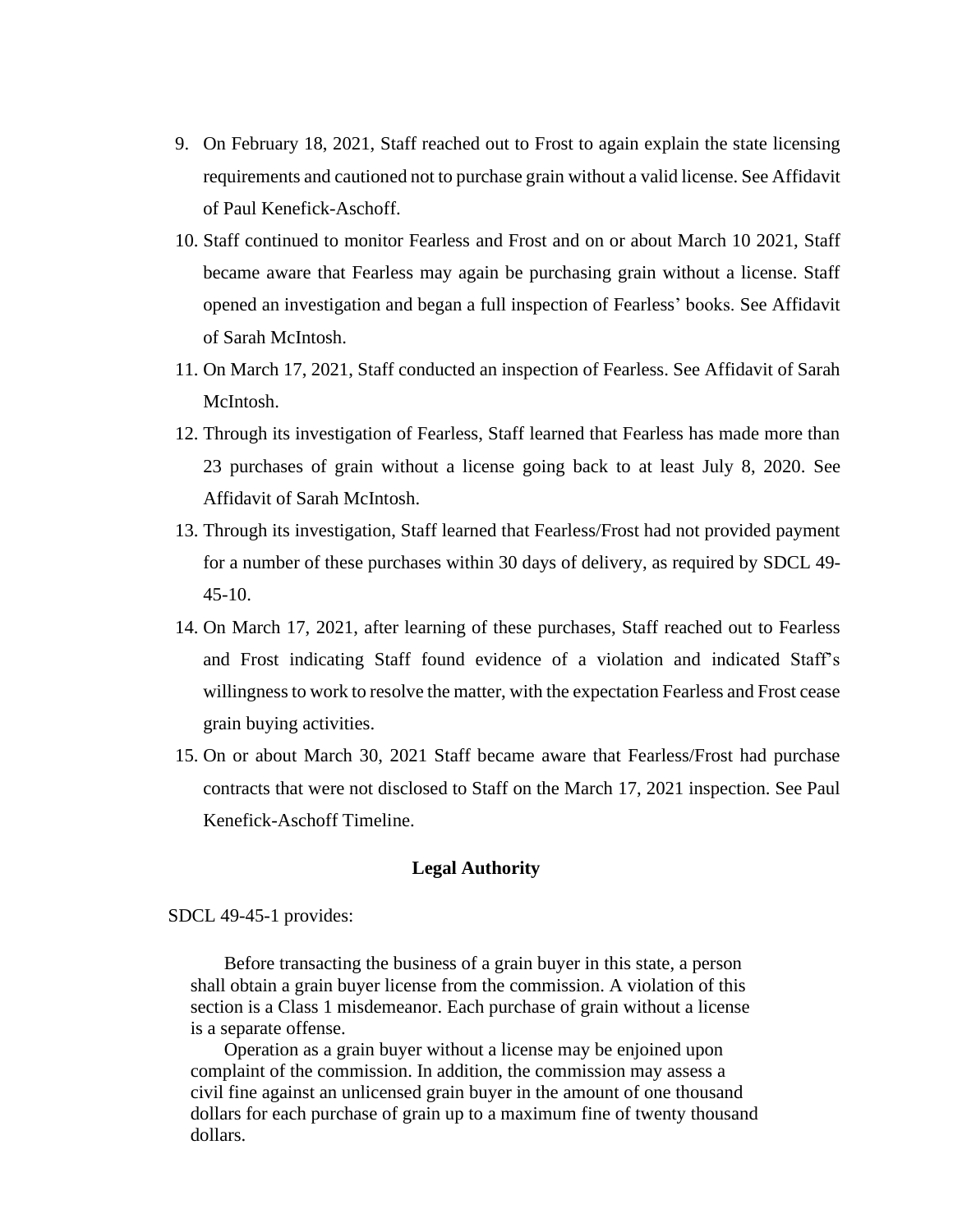9. On February 18, 2021, Staff reached out to Frost to again explain the state licensing requirements and cautioned not to purchase grain without a valid license. See Affidavit of Paul Kenefick-Aschoff.
10. Staff continued to monitor Fearless and Frost and on or about March 10 2021, Staff became aware that Fearless may again be purchasing grain without a license. Staff opened an investigation and began a full inspection of Fearless' books. See Affidavit of Sarah McIntosh.
11. On March 17, 2021, Staff conducted an inspection of Fearless. See Affidavit of Sarah McIntosh.
12. Through its investigation of Fearless, Staff learned that Fearless has made more than 23 purchases of grain without a license going back to at least July 8, 2020. See Affidavit of Sarah McIntosh.
13. Through its investigation, Staff learned that Fearless/Frost had not provided payment for a number of these purchases within 30 days of delivery, as required by SDCL 49-45-10.
14. On March 17, 2021, after learning of these purchases, Staff reached out to Fearless and Frost indicating Staff found evidence of a violation and indicated Staff's willingness to work to resolve the matter, with the expectation Fearless and Frost cease grain buying activities.
15. On or about March 30, 2021 Staff became aware that Fearless/Frost had purchase contracts that were not disclosed to Staff on the March 17, 2021 inspection. See Paul Kenefick-Aschoff Timeline.

**Legal Authority**

SDCL 49-45-1 provides:

> Before transacting the business of a grain buyer in this state, a person shall obtain a grain buyer license from the commission. A violation of this section is a Class 1 misdemeanor. Each purchase of grain without a license is a separate offense.
>
> Operation as a grain buyer without a license may be enjoined upon complaint of the commission. In addition, the commission may assess a civil fine against an unlicensed grain buyer in the amount of one thousand dollars for each purchase of grain up to a maximum fine of twenty thousand dollars.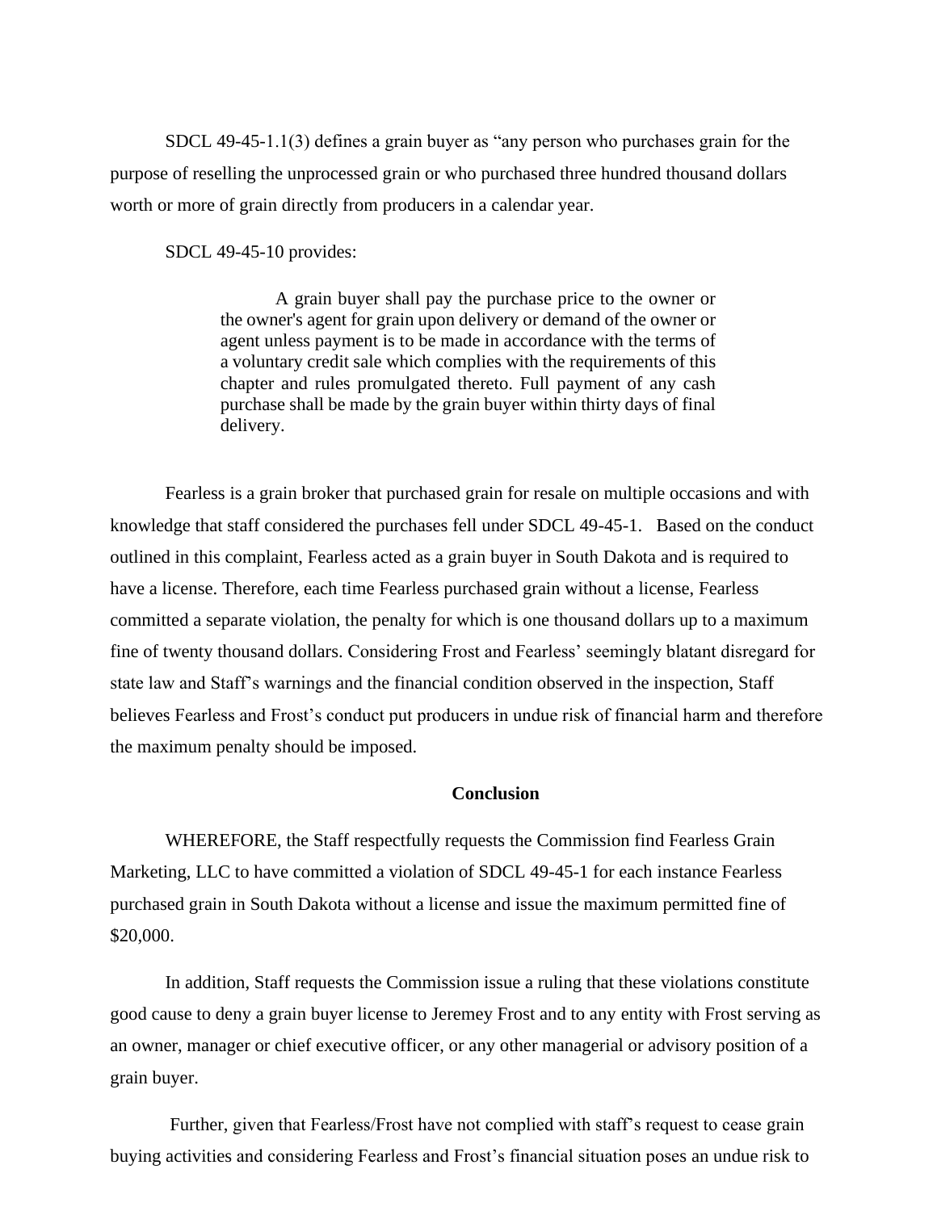SDCL 49-45-1.1(3) defines a grain buyer as "any person who purchases grain for the purpose of reselling the unprocessed grain or who purchased three hundred thousand dollars worth or more of grain directly from producers in a calendar year.

SDCL 49-45-10 provides:

> A grain buyer shall pay the purchase price to the owner or the owner's agent for grain upon delivery or demand of the owner or agent unless payment is to be made in accordance with the terms of a voluntary credit sale which complies with the requirements of this chapter and rules promulgated thereto. Full payment of any cash purchase shall be made by the grain buyer within thirty days of final delivery.

Fearless is a grain broker that purchased grain for resale on multiple occasions and with knowledge that staff considered the purchases fell under SDCL 49-45-1. Based on the conduct outlined in this complaint, Fearless acted as a grain buyer in South Dakota and is required to have a license. Therefore, each time Fearless purchased grain without a license, Fearless committed a separate violation, the penalty for which is one thousand dollars up to a maximum fine of twenty thousand dollars. Considering Frost and Fearless' seemingly blatant disregard for state law and Staff's warnings and the financial condition observed in the inspection, Staff believes Fearless and Frost's conduct put producers in undue risk of financial harm and therefore the maximum penalty should be imposed.

**Conclusion**

WHEREFORE, the Staff respectfully requests the Commission find Fearless Grain Marketing, LLC to have committed a violation of SDCL 49-45-1 for each instance Fearless purchased grain in South Dakota without a license and issue the maximum permitted fine of $20,000.

In addition, Staff requests the Commission issue a ruling that these violations constitute good cause to deny a grain buyer license to Jeremey Frost and to any entity with Frost serving as an owner, manager or chief executive officer, or any other managerial or advisory position of a grain buyer.

Further, given that Fearless/Frost have not complied with staff's request to cease grain buying activities and considering Fearless and Frost's financial situation poses an undue risk to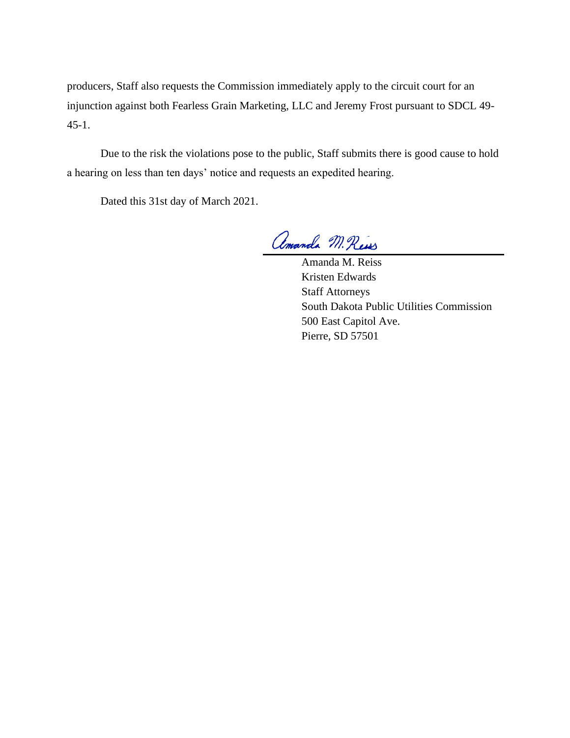producers, Staff also requests the Commission immediately apply to the circuit court for an injunction against both Fearless Grain Marketing, LLC and Jeremy Frost pursuant to SDCL 49-45-1.

Due to the risk the violations pose to the public, Staff submits there is good cause to hold a hearing on less than ten days' notice and requests an expedited hearing.

Dated this 31st day of March 2021.

Amanda M. Reiss

Amanda M. Reiss
Kristen Edwards
Staff Attorneys
South Dakota Public Utilities Commission
500 East Capitol Ave.
Pierre, SD 57501